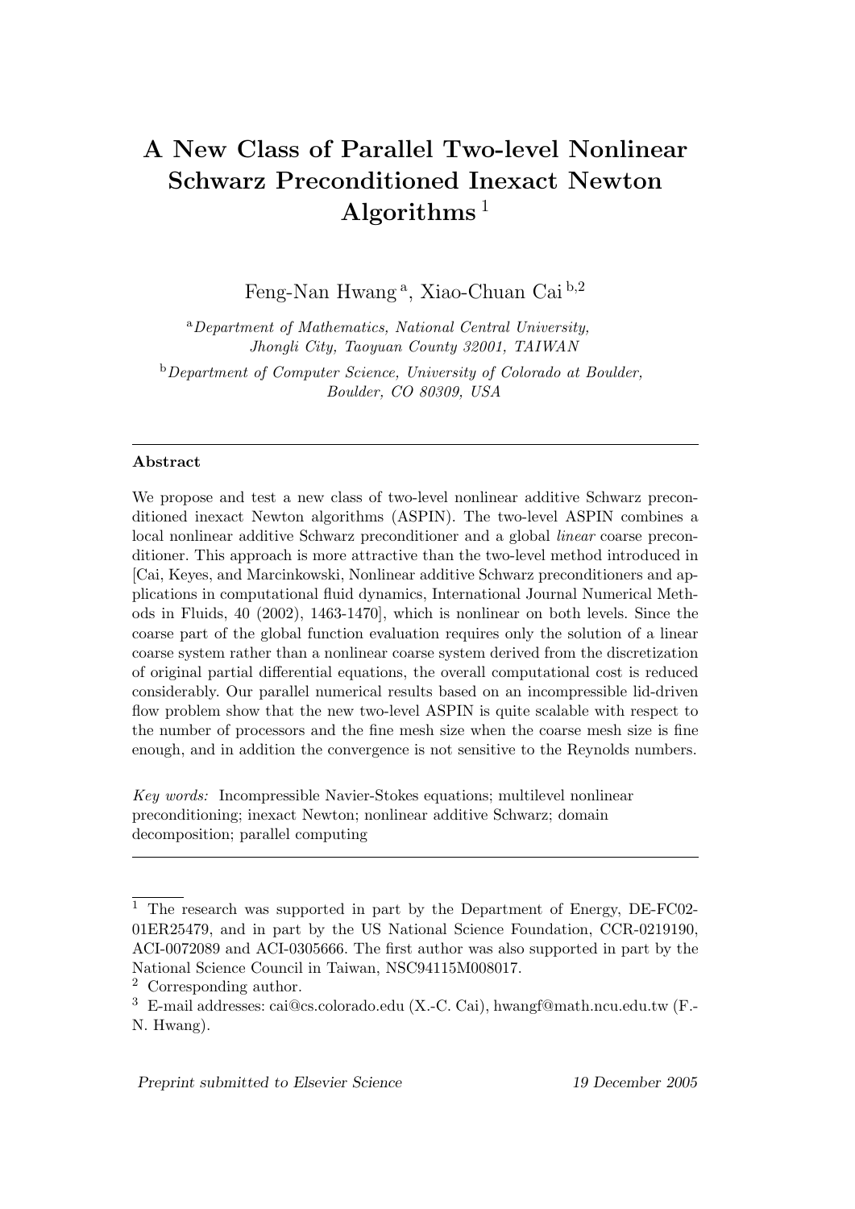# A New Class of Parallel Two-level Nonlinear Schwarz Preconditioned Inexact Newton Algorithms [1]

Feng-Nan Hwang [a], Xiao-Chuan Cai [b,2]

[a] *Department of Mathematics, National Central University, Jhongli City, Taoyuan County 32001, TAIWAN*

[b] *Department of Computer Science, University of Colorado at Boulder, Boulder, CO 80309, USA*

---

**Abstract**

We propose and test a new class of two-level nonlinear additive Schwarz preconditioned inexact Newton algorithms (ASPIN). The two-level ASPIN combines a local nonlinear additive Schwarz preconditioner and a global *linear* coarse preconditioner. This approach is more attractive than the two-level method introduced in [Cai, Keyes, and Marcinkowski, Nonlinear additive Schwarz preconditioners and applications in computational fluid dynamics, International Journal Numerical Methods in Fluids, 40 (2002), 1463-1470], which is nonlinear on both levels. Since the coarse part of the global function evaluation requires only the solution of a linear coarse system rather than a nonlinear coarse system derived from the discretization of original partial differential equations, the overall computational cost is reduced considerably. Our parallel numerical results based on an incompressible lid-driven flow problem show that the new two-level ASPIN is quite scalable with respect to the number of processors and the fine mesh size when the coarse mesh size is fine enough, and in addition the convergence is not sensitive to the Reynolds numbers.

*Key words:* Incompressible Navier-Stokes equations; multilevel nonlinear preconditioning; inexact Newton; nonlinear additive Schwarz; domain decomposition; parallel computing

---

[1] The research was supported in part by the Department of Energy, DE-FC02-01ER25479, and in part by the US National Science Foundation, CCR-0219190, ACI-0072089 and ACI-0305666. The first author was also supported in part by the National Science Council in Taiwan, NSC94115M008017.

[2] Corresponding author.

[3] E-mail addresses: cai@cs.colorado.edu (X.-C. Cai), hwangf@math.ncu.edu.tw (F.-N. Hwang).

*Preprint submitted to Elsevier Science* 19 December 2005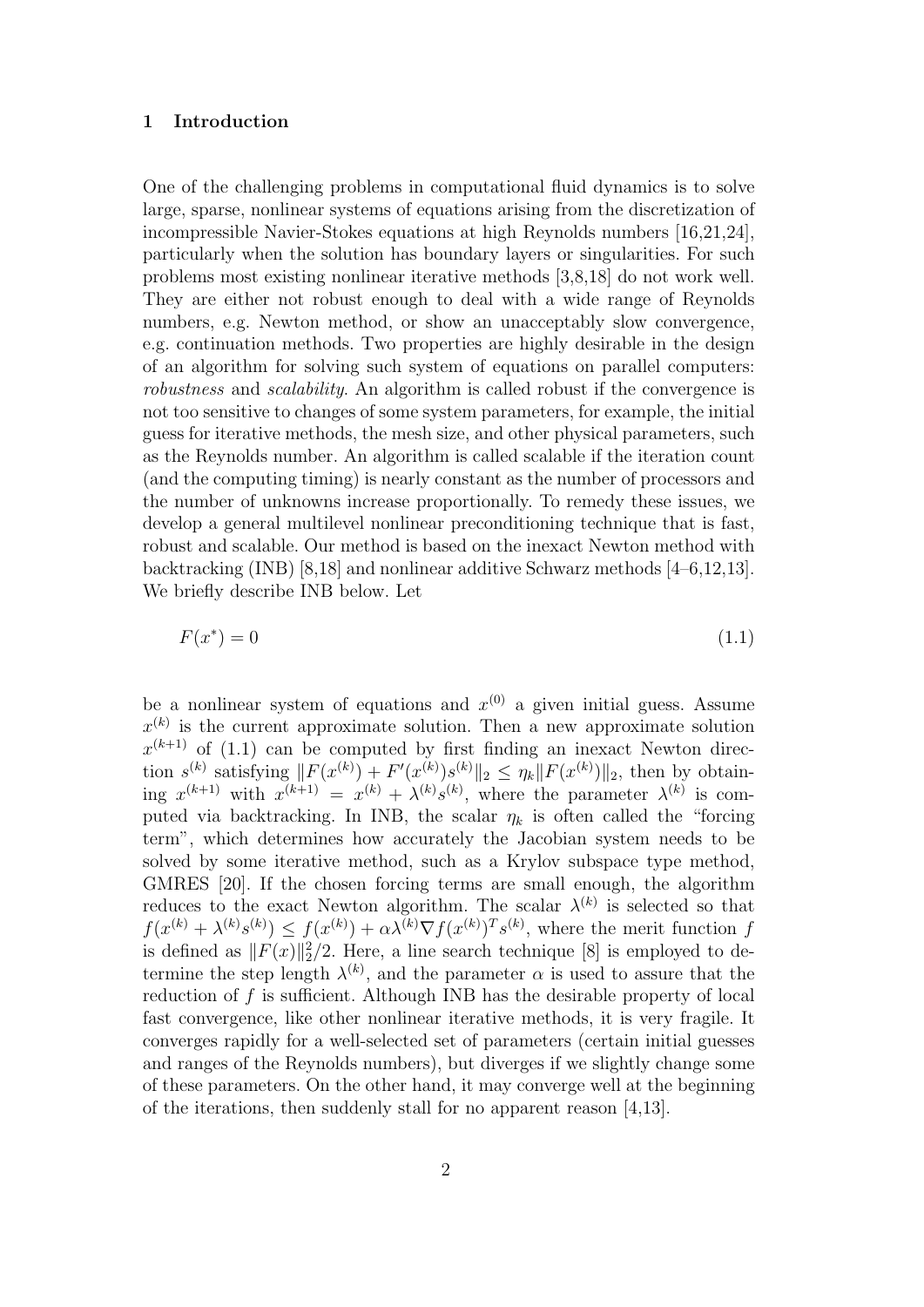## 1 Introduction

One of the challenging problems in computational fluid dynamics is to solve large, sparse, nonlinear systems of equations arising from the discretization of incompressible Navier-Stokes equations at high Reynolds numbers [16,21,24], particularly when the solution has boundary layers or singularities. For such problems most existing nonlinear iterative methods [3,8,18] do not work well. They are either not robust enough to deal with a wide range of Reynolds numbers, e.g. Newton method, or show an unacceptably slow convergence, e.g. continuation methods. Two properties are highly desirable in the design of an algorithm for solving such system of equations on parallel computers: *robustness* and *scalability*. An algorithm is called robust if the convergence is not too sensitive to changes of some system parameters, for example, the initial guess for iterative methods, the mesh size, and other physical parameters, such as the Reynolds number. An algorithm is called scalable if the iteration count (and the computing timing) is nearly constant as the number of processors and the number of unknowns increase proportionally. To remedy these issues, we develop a general multilevel nonlinear preconditioning technique that is fast, robust and scalable. Our method is based on the inexact Newton method with backtracking (INB) [8,18] and nonlinear additive Schwarz methods [4–6,12,13]. We briefly describe INB below. Let

$$F(x^*) = 0 \tag{1.1}$$

be a nonlinear system of equations and $x^{(0)}$ a given initial guess. Assume $x^{(k)}$ is the current approximate solution. Then a new approximate solution $x^{(k+1)}$ of (1.1) can be computed by first finding an inexact Newton direction $s^{(k)}$ satisfying $\|F(x^{(k)}) + F'(x^{(k)})s^{(k)}\|_2 \leq \eta_k \|F(x^{(k)})\|_2$, then by obtaining $x^{(k+1)}$ with $x^{(k+1)} = x^{(k)} + \lambda^{(k)} s^{(k)}$, where the parameter $\lambda^{(k)}$ is computed via backtracking. In INB, the scalar $\eta_k$ is often called the "forcing term", which determines how accurately the Jacobian system needs to be solved by some iterative method, such as a Krylov subspace type method, GMRES [20]. If the chosen forcing terms are small enough, the algorithm reduces to the exact Newton algorithm. The scalar $\lambda^{(k)}$ is selected so that $f(x^{(k)} + \lambda^{(k)} s^{(k)}) \leq f(x^{(k)}) + \alpha \lambda^{(k)} \nabla f(x^{(k)})^T s^{(k)}$, where the merit function $f$ is defined as $\|F(x)\|_2^2/2$. Here, a line search technique [8] is employed to determine the step length $\lambda^{(k)}$, and the parameter $\alpha$ is used to assure that the reduction of $f$ is sufficient. Although INB has the desirable property of local fast convergence, like other nonlinear iterative methods, it is very fragile. It converges rapidly for a well-selected set of parameters (certain initial guesses and ranges of the Reynolds numbers), but diverges if we slightly change some of these parameters. On the other hand, it may converge well at the beginning of the iterations, then suddenly stall for no apparent reason [4,13].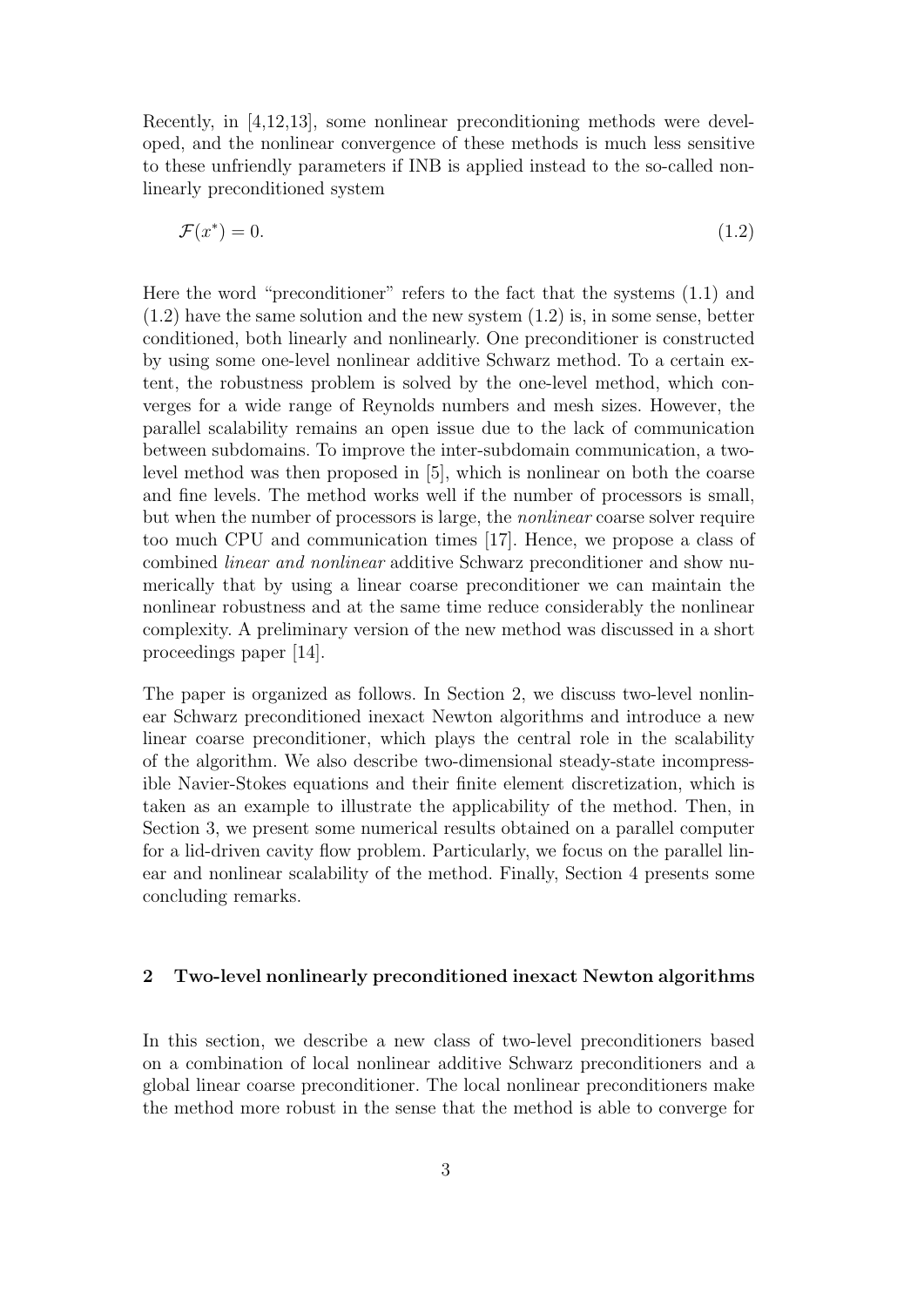Recently, in [4,12,13], some nonlinear preconditioning methods were developed, and the nonlinear convergence of these methods is much less sensitive to these unfriendly parameters if INB is applied instead to the so-called nonlinearly preconditioned system

$$\mathcal{F}(x^*) = 0. \tag{1.2}$$

Here the word "preconditioner" refers to the fact that the systems (1.1) and (1.2) have the same solution and the new system (1.2) is, in some sense, better conditioned, both linearly and nonlinearly. One preconditioner is constructed by using some one-level nonlinear additive Schwarz method. To a certain extent, the robustness problem is solved by the one-level method, which converges for a wide range of Reynolds numbers and mesh sizes. However, the parallel scalability remains an open issue due to the lack of communication between subdomains. To improve the inter-subdomain communication, a two-level method was then proposed in [5], which is nonlinear on both the coarse and fine levels. The method works well if the number of processors is small, but when the number of processors is large, the *nonlinear* coarse solver require too much CPU and communication times [17]. Hence, we propose a class of combined *linear and nonlinear* additive Schwarz preconditioner and show numerically that by using a linear coarse preconditioner we can maintain the nonlinear robustness and at the same time reduce considerably the nonlinear complexity. A preliminary version of the new method was discussed in a short proceedings paper [14].

The paper is organized as follows. In Section 2, we discuss two-level nonlinear Schwarz preconditioned inexact Newton algorithms and introduce a new linear coarse preconditioner, which plays the central role in the scalability of the algorithm. We also describe two-dimensional steady-state incompressible Navier-Stokes equations and their finite element discretization, which is taken as an example to illustrate the applicability of the method. Then, in Section 3, we present some numerical results obtained on a parallel computer for a lid-driven cavity flow problem. Particularly, we focus on the parallel linear and nonlinear scalability of the method. Finally, Section 4 presents some concluding remarks.

## 2 Two-level nonlinearly preconditioned inexact Newton algorithms

In this section, we describe a new class of two-level preconditioners based on a combination of local nonlinear additive Schwarz preconditioners and a global linear coarse preconditioner. The local nonlinear preconditioners make the method more robust in the sense that the method is able to converge for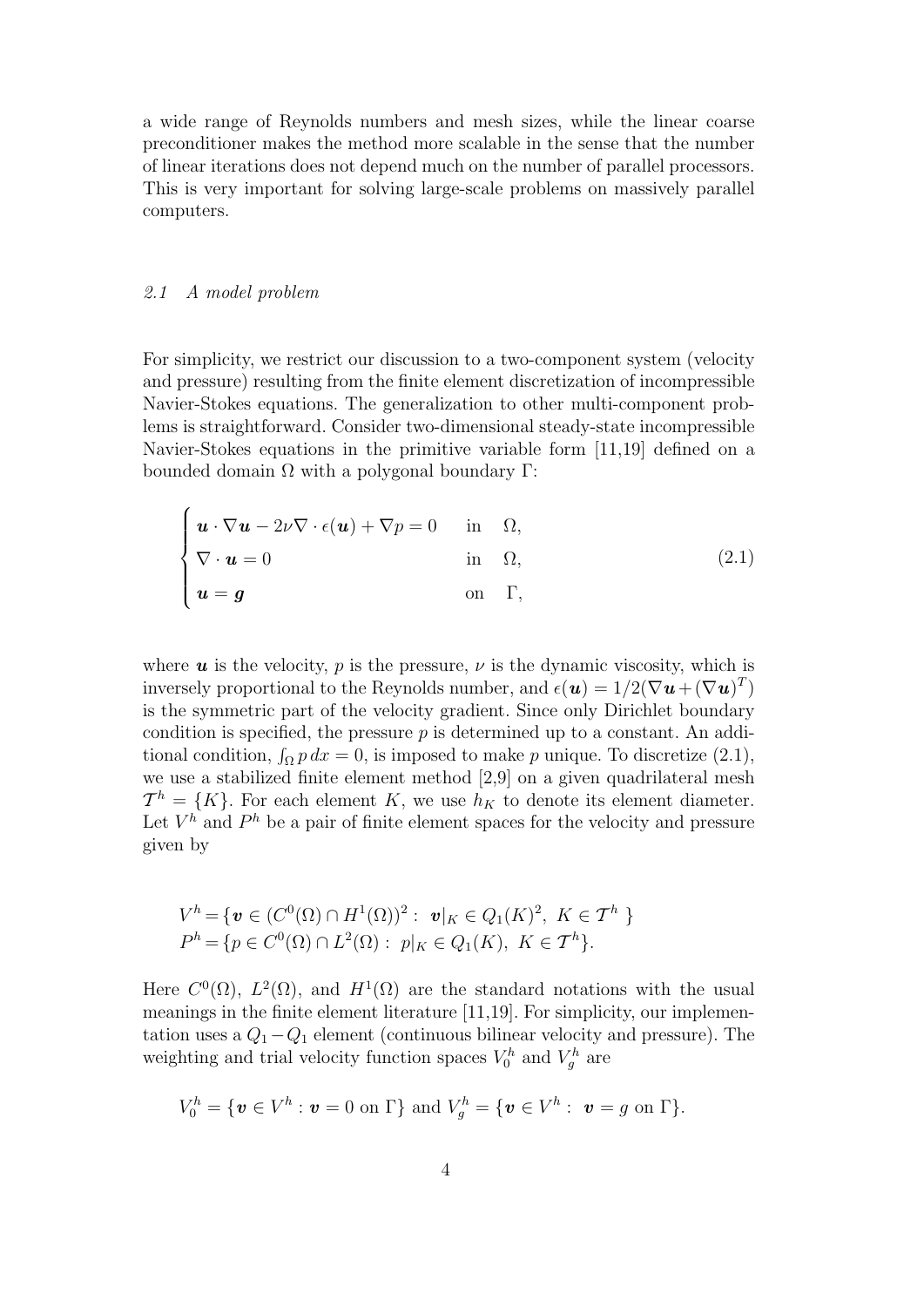a wide range of Reynolds numbers and mesh sizes, while the linear coarse preconditioner makes the method more scalable in the sense that the number of linear iterations does not depend much on the number of parallel processors. This is very important for solving large-scale problems on massively parallel computers.

### *2.1 A model problem*

For simplicity, we restrict our discussion to a two-component system (velocity and pressure) resulting from the finite element discretization of incompressible Navier-Stokes equations. The generalization to other multi-component problems is straightforward. Consider two-dimensional steady-state incompressible Navier-Stokes equations in the primitive variable form [11,19] defined on a bounded domain $\Omega$ with a polygonal boundary $\Gamma$:

$$
\begin{cases}
\boldsymbol{u} \cdot \nabla \boldsymbol{u} - 2\nu \nabla \cdot \epsilon(\boldsymbol{u}) + \nabla p = 0 & \text{in} \quad \Omega, \\
\nabla \cdot \boldsymbol{u} = 0 & \text{in} \quad \Omega, \\
\boldsymbol{u} = \boldsymbol{g} & \text{on} \quad \Gamma,
\end{cases}
\tag{2.1}
$$

where $\boldsymbol{u}$ is the velocity, $p$ is the pressure, $\nu$ is the dynamic viscosity, which is inversely proportional to the Reynolds number, and $\epsilon(\boldsymbol{u}) = 1/2(\nabla \boldsymbol{u} + (\nabla \boldsymbol{u})^T)$ is the symmetric part of the velocity gradient. Since only Dirichlet boundary condition is specified, the pressure $p$ is determined up to a constant. An additional condition, $\int_\Omega p\, dx = 0$, is imposed to make $p$ unique. To discretize (2.1), we use a stabilized finite element method [2,9] on a given quadrilateral mesh $\mathcal{T}^h = \{K\}$. For each element $K$, we use $h_K$ to denote its element diameter. Let $V^h$ and $P^h$ be a pair of finite element spaces for the velocity and pressure given by

$$
\begin{aligned}
V^h &= \{\boldsymbol{v} \in (C^0(\Omega) \cap H^1(\Omega))^2 : \ \boldsymbol{v}|_K \in Q_1(K)^2, \ K \in \mathcal{T}^h \ \} \\
P^h &= \{p \in C^0(\Omega) \cap L^2(\Omega) : \ p|_K \in Q_1(K), \ K \in \mathcal{T}^h\}.
\end{aligned}
$$

Here $C^0(\Omega)$, $L^2(\Omega)$, and $H^1(\Omega)$ are the standard notations with the usual meanings in the finite element literature [11,19]. For simplicity, our implementation uses a $Q_1 - Q_1$ element (continuous bilinear velocity and pressure). The weighting and trial velocity function spaces $V_0^h$ and $V_g^h$ are

$$
V_0^h = \{\boldsymbol{v} \in V^h : \boldsymbol{v} = 0 \text{ on } \Gamma\} \text{ and } V_g^h = \{\boldsymbol{v} \in V^h : \ \boldsymbol{v} = g \text{ on } \Gamma\}.
$$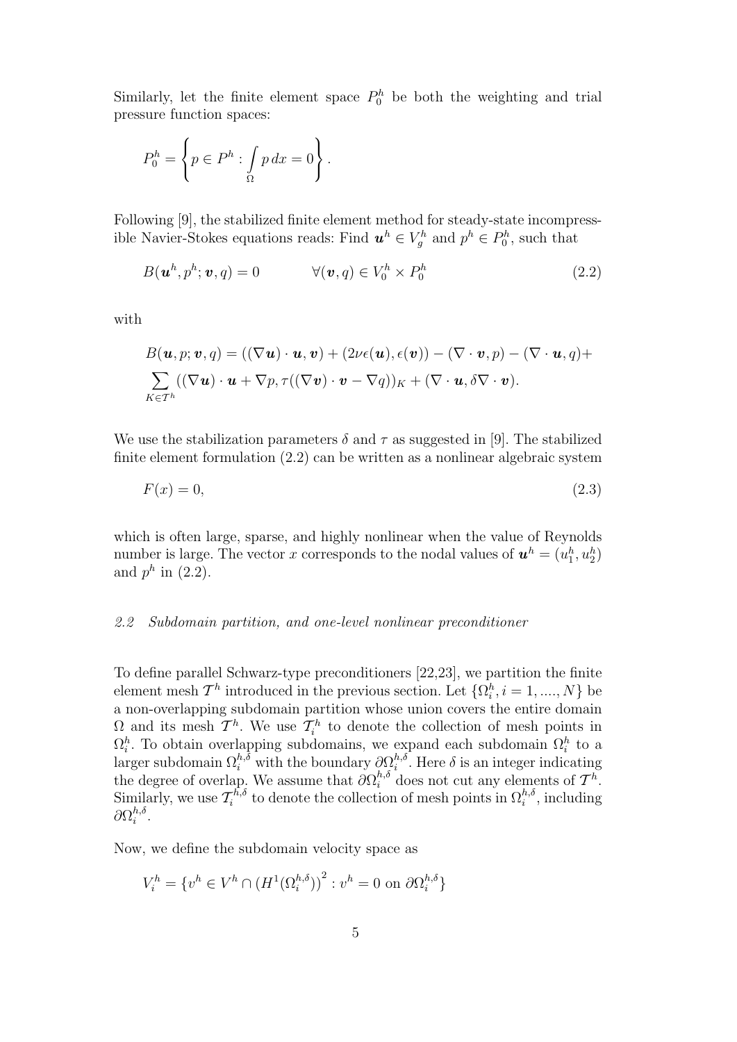Similarly, let the finite element space $P_0^h$ be both the weighting and trial pressure function spaces:

$$P_0^h = \left\{ p \in P^h : \int_{\Omega} p \, dx = 0 \right\}.$$

Following [9], the stabilized finite element method for steady-state incompressible Navier-Stokes equations reads: Find $\boldsymbol{u}^h \in V_g^h$ and $p^h \in P_0^h$, such that

$$B(\boldsymbol{u}^h, p^h; \boldsymbol{v}, q) = 0 \qquad \forall (\boldsymbol{v}, q) \in V_0^h \times P_0^h \tag{2.2}$$

with

$$B(\boldsymbol{u}, p; \boldsymbol{v}, q) = ((\nabla \boldsymbol{u}) \cdot \boldsymbol{u}, \boldsymbol{v}) + (2\nu\epsilon(\boldsymbol{u}), \epsilon(\boldsymbol{v})) - (\nabla \cdot \boldsymbol{v}, p) - (\nabla \cdot \boldsymbol{u}, q) + \sum_{K \in \mathcal{T}^h} ((\nabla \boldsymbol{u}) \cdot \boldsymbol{u} + \nabla p, \tau((\nabla \boldsymbol{v}) \cdot \boldsymbol{v} - \nabla q))_K + (\nabla \cdot \boldsymbol{u}, \delta \nabla \cdot \boldsymbol{v}).$$

We use the stabilization parameters $\delta$ and $\tau$ as suggested in [9]. The stabilized finite element formulation (2.2) can be written as a nonlinear algebraic system

$$F(x) = 0, \tag{2.3}$$

which is often large, sparse, and highly nonlinear when the value of Reynolds number is large. The vector $x$ corresponds to the nodal values of $\boldsymbol{u}^h = (u_1^h, u_2^h)$ and $p^h$ in (2.2).

### *2.2 Subdomain partition, and one-level nonlinear preconditioner*

To define parallel Schwarz-type preconditioners [22,23], we partition the finite element mesh $\mathcal{T}^h$ introduced in the previous section. Let $\{\Omega_i^h, i = 1, ...., N\}$ be a non-overlapping subdomain partition whose union covers the entire domain $\Omega$ and its mesh $\mathcal{T}^h$. We use $\mathcal{T}_i^h$ to denote the collection of mesh points in $\Omega_i^h$. To obtain overlapping subdomains, we expand each subdomain $\Omega_i^h$ to a larger subdomain $\Omega_i^{h,\delta}$ with the boundary $\partial\Omega_i^{h,\delta}$. Here $\delta$ is an integer indicating the degree of overlap. We assume that $\partial\Omega_i^{h,\delta}$ does not cut any elements of $\mathcal{T}^h$. Similarly, we use $\mathcal{T}_i^{h,\delta}$ to denote the collection of mesh points in $\Omega_i^{h,\delta}$, including $\partial\Omega_i^{h,\delta}$.

Now, we define the subdomain velocity space as

$$V_i^h = \left\{ v^h \in V^h \cap \left(H^1(\Omega_i^{h,\delta})\right)^2 : v^h = 0 \text{ on } \partial\Omega_i^{h,\delta} \right\}$$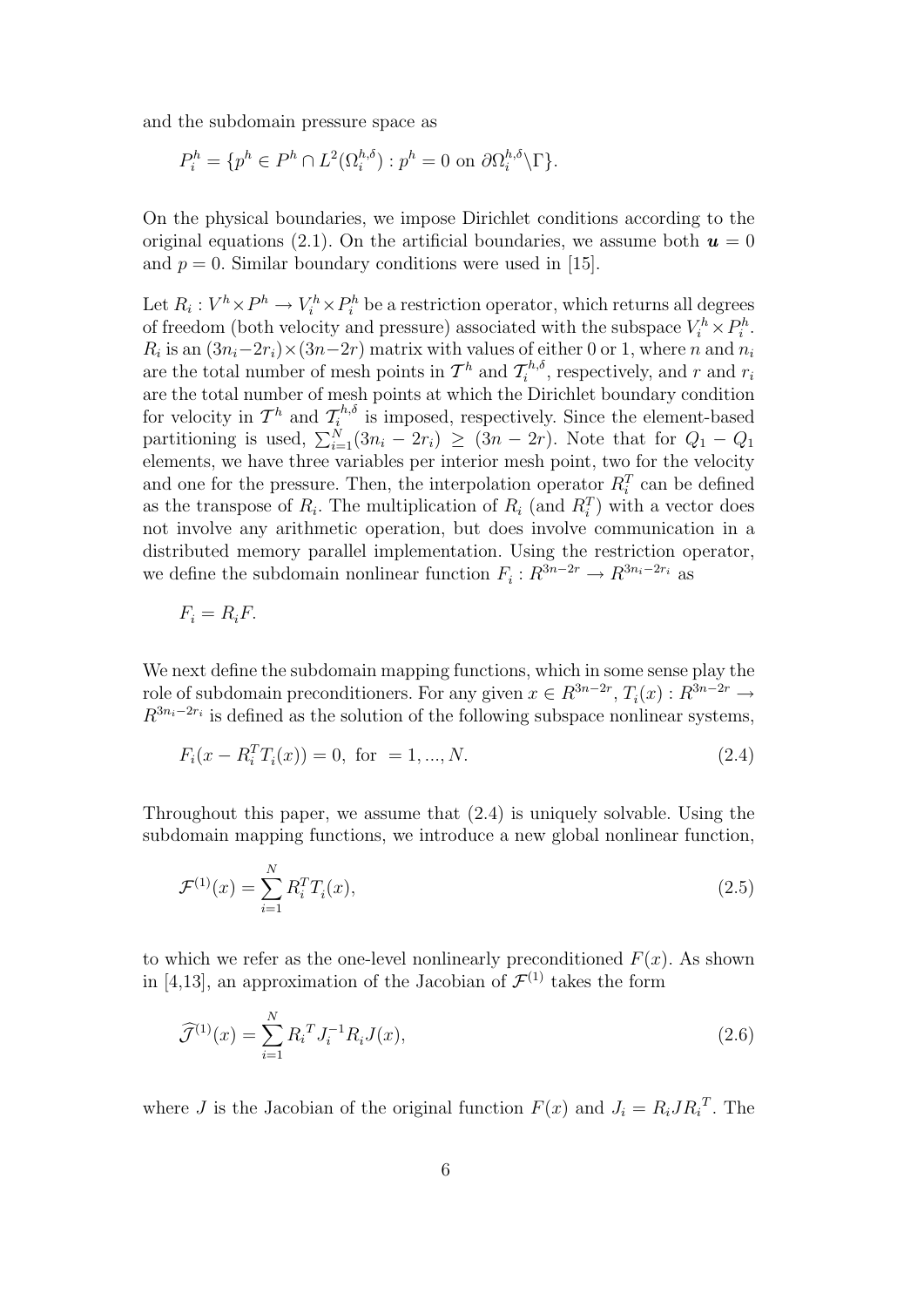and the subdomain pressure space as

$$P_i^h = \{p^h \in P^h \cap L^2(\Omega_i^{h,\delta}) : p^h = 0 \text{ on } \partial\Omega_i^{h,\delta}\backslash\Gamma\}.$$

On the physical boundaries, we impose Dirichlet conditions according to the original equations (2.1). On the artificial boundaries, we assume both $\boldsymbol{u} = 0$ and $p = 0$. Similar boundary conditions were used in [15].

Let $R_i : V^h \times P^h \to V_i^h \times P_i^h$ be a restriction operator, which returns all degrees of freedom (both velocity and pressure) associated with the subspace $V_i^h \times P_i^h$. $R_i$ is an $(3n_i - 2r_i) \times (3n - 2r)$ matrix with values of either 0 or 1, where $n$ and $n_i$ are the total number of mesh points in $\mathcal{T}^h$ and $\mathcal{T}_i^{h,\delta}$, respectively, and $r$ and $r_i$ are the total number of mesh points at which the Dirichlet boundary condition for velocity in $\mathcal{T}^h$ and $\mathcal{T}_i^{h,\delta}$ is imposed, respectively. Since the element-based partitioning is used, $\sum_{i=1}^N (3n_i - 2r_i) \geq (3n - 2r)$. Note that for $Q_1 - Q_1$ elements, we have three variables per interior mesh point, two for the velocity and one for the pressure. Then, the interpolation operator $R_i^T$ can be defined as the transpose of $R_i$. The multiplication of $R_i$ (and $R_i^T$) with a vector does not involve any arithmetic operation, but does involve communication in a distributed memory parallel implementation. Using the restriction operator, we define the subdomain nonlinear function $F_i : R^{3n-2r} \to R^{3n_i - 2r_i}$ as

$$F_i = R_i F.$$

We next define the subdomain mapping functions, which in some sense play the role of subdomain preconditioners. For any given $x \in R^{3n-2r}$, $T_i(x) : R^{3n-2r} \to R^{3n_i-2r_i}$ is defined as the solution of the following subspace nonlinear systems,

$$F_i(x - R_i^T T_i(x)) = 0, \text{ for } = 1, ..., N. \tag{2.4}$$

Throughout this paper, we assume that (2.4) is uniquely solvable. Using the subdomain mapping functions, we introduce a new global nonlinear function,

$$\mathcal{F}^{(1)}(x) = \sum_{i=1}^N R_i^T T_i(x), \tag{2.5}$$

to which we refer as the one-level nonlinearly preconditioned $F(x)$. As shown in [4,13], an approximation of the Jacobian of $\mathcal{F}^{(1)}$ takes the form

$$\widehat{\mathcal{J}}^{(1)}(x) = \sum_{i=1}^N {R_i}^T J_i^{-1} R_i J(x), \tag{2.6}$$

where $J$ is the Jacobian of the original function $F(x)$ and $J_i = R_i J {R_i}^T$. The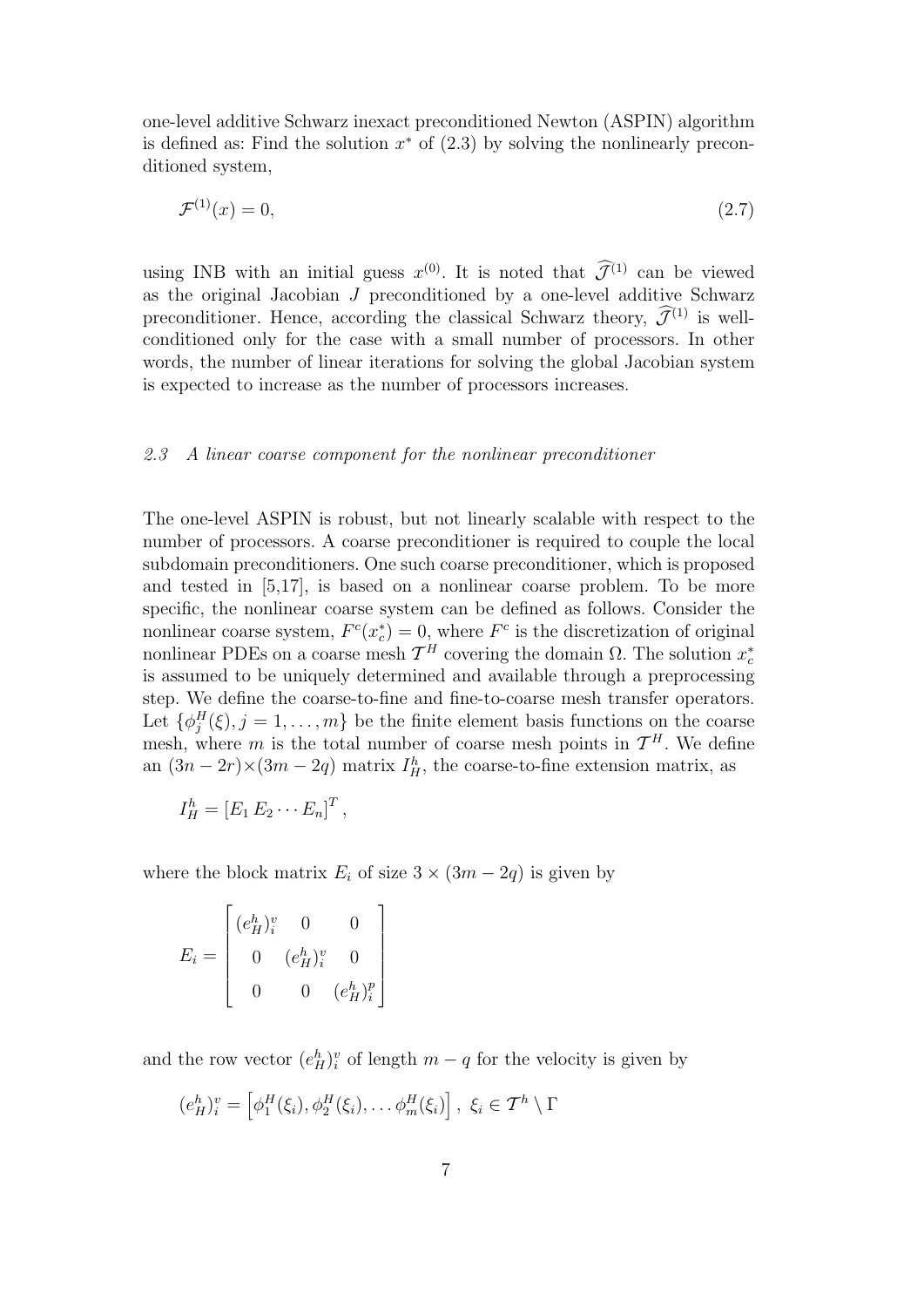one-level additive Schwarz inexact preconditioned Newton (ASPIN) algorithm is defined as: Find the solution $x^*$ of (2.3) by solving the nonlinearly preconditioned system,

$$\mathcal{F}^{(1)}(x) = 0, \tag{2.7}$$

using INB with an initial guess $x^{(0)}$. It is noted that $\widehat{\mathcal{J}}^{(1)}$ can be viewed as the original Jacobian $J$ preconditioned by a one-level additive Schwarz preconditioner. Hence, according the classical Schwarz theory, $\widehat{\mathcal{J}}^{(1)}$ is well-conditioned only for the case with a small number of processors. In other words, the number of linear iterations for solving the global Jacobian system is expected to increase as the number of processors increases.

### *2.3 A linear coarse component for the nonlinear preconditioner*

The one-level ASPIN is robust, but not linearly scalable with respect to the number of processors. A coarse preconditioner is required to couple the local subdomain preconditioners. One such coarse preconditioner, which is proposed and tested in [5,17], is based on a nonlinear coarse problem. To be more specific, the nonlinear coarse system can be defined as follows. Consider the nonlinear coarse system, $F^c(x_c^*) = 0$, where $F^c$ is the discretization of original nonlinear PDEs on a coarse mesh $\mathcal{T}^H$ covering the domain $\Omega$. The solution $x_c^*$ is assumed to be uniquely determined and available through a preprocessing step. We define the coarse-to-fine and fine-to-coarse mesh transfer operators. Let $\{\phi_j^H(\xi), j = 1, \dots, m\}$ be the finite element basis functions on the coarse mesh, where $m$ is the total number of coarse mesh points in $\mathcal{T}^H$. We define an $(3n-2r)\times(3m-2q)$ matrix $I_H^h$, the coarse-to-fine extension matrix, as

$$I_H^h = \left[E_1 \, E_2 \cdots E_n\right]^T,$$

where the block matrix $E_i$ of size $3 \times (3m-2q)$ is given by

$$E_i = \begin{bmatrix} (e_H^h)_i^v & 0 & 0 \\ 0 & (e_H^h)_i^v & 0 \\ 0 & 0 & (e_H^h)_i^p \end{bmatrix}$$

and the row vector $(e_H^h)_i^v$ of length $m-q$ for the velocity is given by

$$(e_H^h)_i^v = \left[\phi_1^H(\xi_i), \phi_2^H(\xi_i), \dots \phi_m^H(\xi_i)\right], \; \xi_i \in \mathcal{T}^h \setminus \Gamma$$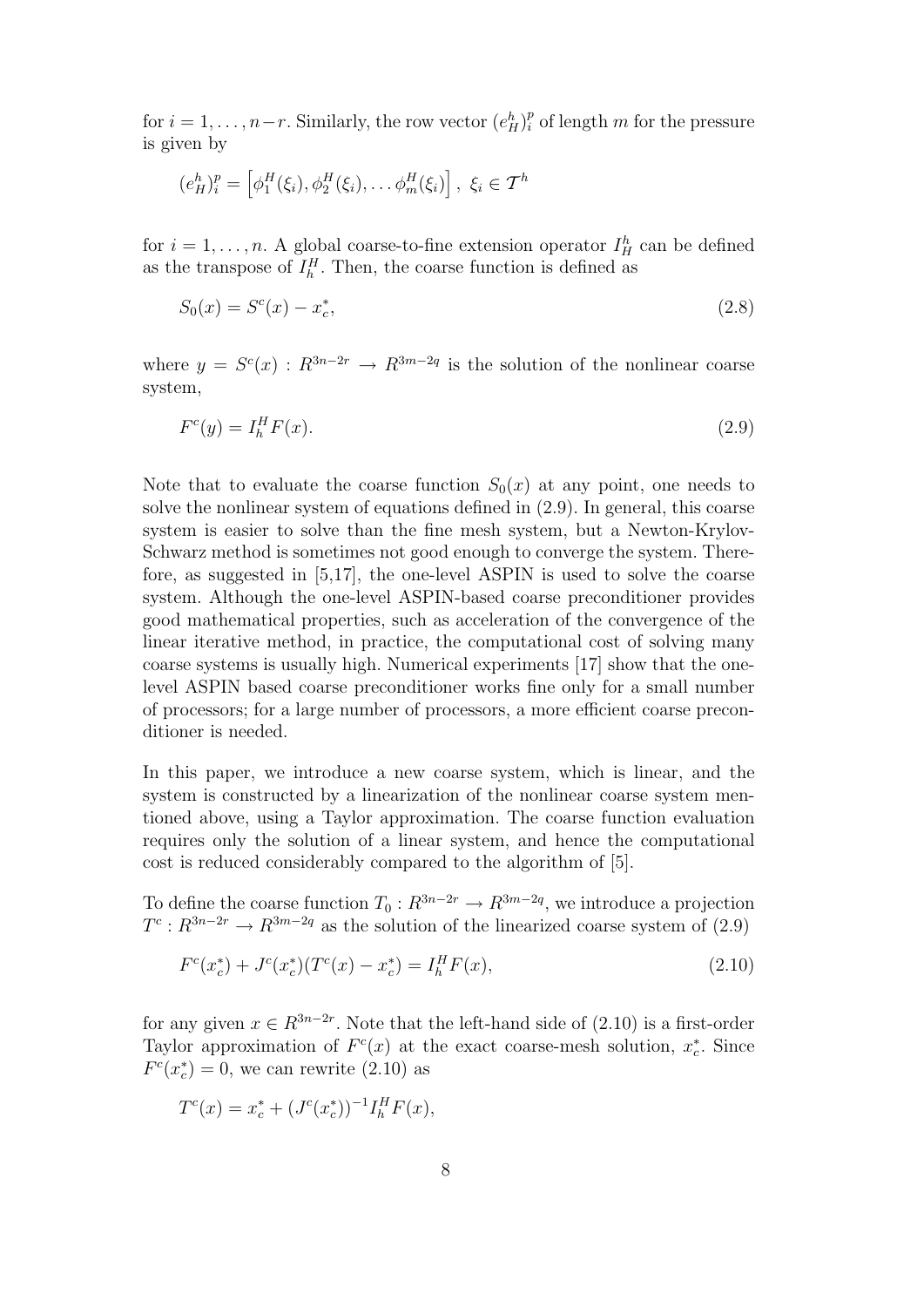for $i = 1, \ldots, n-r$. Similarly, the row vector $(e_H^h)_i^p$ of length $m$ for the pressure is given by

$$(e_H^h)_i^p = \left[\phi_1^H(\xi_i), \phi_2^H(\xi_i), \ldots \phi_m^H(\xi_i)\right], \ \xi_i \in \mathcal{T}^h$$

for $i = 1, \ldots, n$. A global coarse-to-fine extension operator $I_H^h$ can be defined as the transpose of $I_h^H$. Then, the coarse function is defined as

$$S_0(x) = S^c(x) - x_c^*, \tag{2.8}$$

where $y = S^c(x) : R^{3n-2r} \to R^{3m-2q}$ is the solution of the nonlinear coarse system,

$$F^c(y) = I_h^H F(x). \tag{2.9}$$

Note that to evaluate the coarse function $S_0(x)$ at any point, one needs to solve the nonlinear system of equations defined in (2.9). In general, this coarse system is easier to solve than the fine mesh system, but a Newton-Krylov-Schwarz method is sometimes not good enough to converge the system. Therefore, as suggested in [5,17], the one-level ASPIN is used to solve the coarse system. Although the one-level ASPIN-based coarse preconditioner provides good mathematical properties, such as acceleration of the convergence of the linear iterative method, in practice, the computational cost of solving many coarse systems is usually high. Numerical experiments [17] show that the one-level ASPIN based coarse preconditioner works fine only for a small number of processors; for a large number of processors, a more efficient coarse preconditioner is needed.

In this paper, we introduce a new coarse system, which is linear, and the system is constructed by a linearization of the nonlinear coarse system mentioned above, using a Taylor approximation. The coarse function evaluation requires only the solution of a linear system, and hence the computational cost is reduced considerably compared to the algorithm of [5].

To define the coarse function $T_0 : R^{3n-2r} \to R^{3m-2q}$, we introduce a projection $T^c : R^{3n-2r} \to R^{3m-2q}$ as the solution of the linearized coarse system of (2.9)

$$F^c(x_c^*) + J^c(x_c^*)(T^c(x) - x_c^*) = I_h^H F(x), \tag{2.10}$$

for any given $x \in R^{3n-2r}$. Note that the left-hand side of (2.10) is a first-order Taylor approximation of $F^c(x)$ at the exact coarse-mesh solution, $x_c^*$. Since $F^c(x_c^*) = 0$, we can rewrite (2.10) as

$$T^c(x) = x_c^* + (J^c(x_c^*))^{-1} I_h^H F(x),$$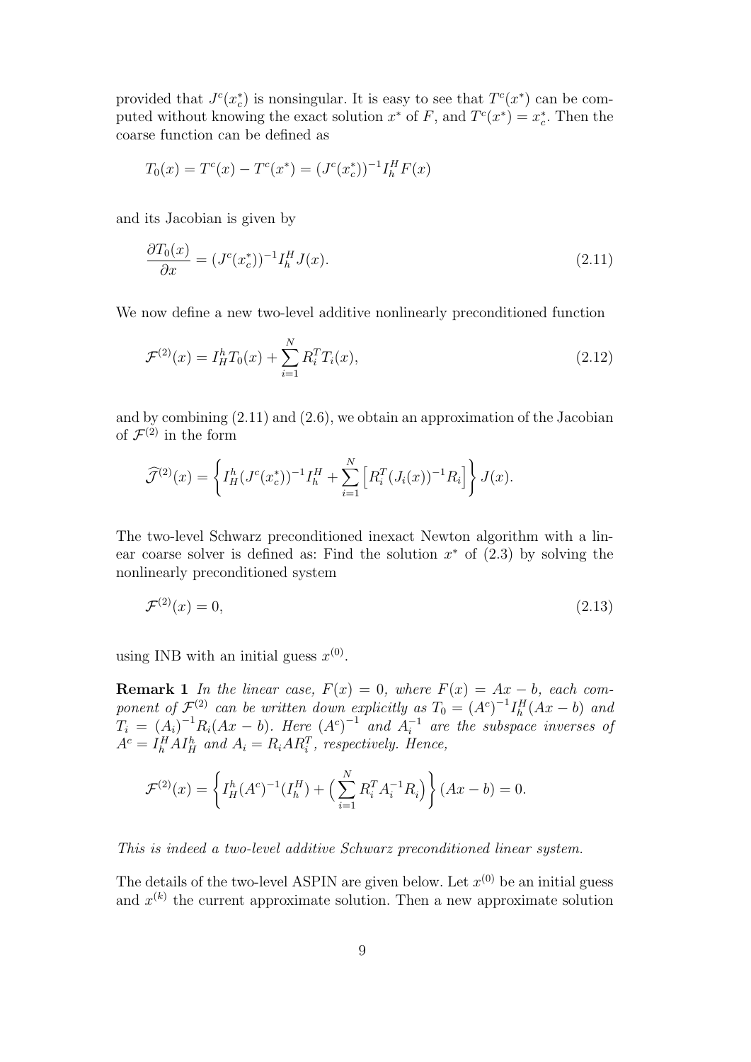provided that $J^c(x_c^*)$ is nonsingular. It is easy to see that $T^c(x^*)$ can be computed without knowing the exact solution $x^*$ of $F$, and $T^c(x^*) = x_c^*$. Then the coarse function can be defined as

$$T_0(x) = T^c(x) - T^c(x^*) = (J^c(x_c^*))^{-1} I_h^H F(x)$$

and its Jacobian is given by

$$\frac{\partial T_0(x)}{\partial x} = (J^c(x_c^*))^{-1} I_h^H J(x). \tag{2.11}$$

We now define a new two-level additive nonlinearly preconditioned function

$$\mathcal{F}^{(2)}(x) = I_H^h T_0(x) + \sum_{i=1}^{N} R_i^T T_i(x), \tag{2.12}$$

and by combining (2.11) and (2.6), we obtain an approximation of the Jacobian of $\mathcal{F}^{(2)}$ in the form

$$\widehat{\mathcal{J}}^{(2)}(x) = \left\{ I_H^h (J^c(x_c^*))^{-1} I_h^H + \sum_{i=1}^{N} \left[ R_i^T (J_i(x))^{-1} R_i \right] \right\} J(x).$$

The two-level Schwarz preconditioned inexact Newton algorithm with a linear coarse solver is defined as: Find the solution $x^*$ of (2.3) by solving the nonlinearly preconditioned system

$$\mathcal{F}^{(2)}(x) = 0, \tag{2.13}$$

using INB with an initial guess $x^{(0)}$.

**Remark 1** *In the linear case, $F(x) = 0$, where $F(x) = Ax - b$, each component of $\mathcal{F}^{(2)}$ can be written down explicitly as $T_0 = (A^c)^{-1} I_h^H (Ax - b)$ and $T_i = (A_i)^{-1} R_i (Ax - b)$. Here $(A^c)^{-1}$ and $A_i^{-1}$ are the subspace inverses of $A^c = I_h^H A I_H^h$ and $A_i = R_i A R_i^T$, respectively. Hence,*

$$\mathcal{F}^{(2)}(x) = \left\{ I_H^h (A^c)^{-1} (I_h^H) + \Big( \sum_{i=1}^{N} R_i^T A_i^{-1} R_i \Big) \right\} (Ax - b) = 0.$$

*This is indeed a two-level additive Schwarz preconditioned linear system.*

The details of the two-level ASPIN are given below. Let $x^{(0)}$ be an initial guess and $x^{(k)}$ the current approximate solution. Then a new approximate solution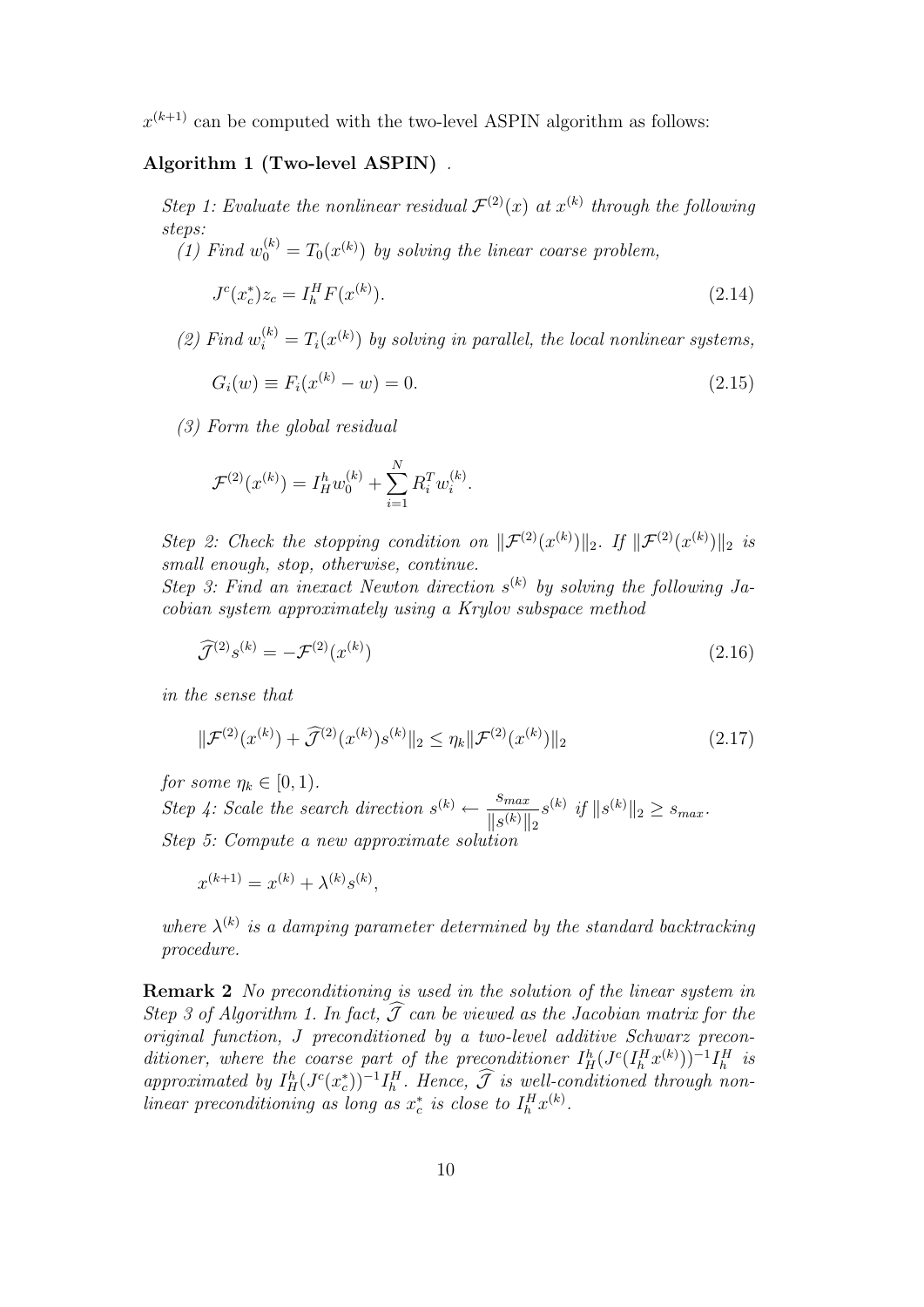$x^{(k+1)}$ can be computed with the two-level ASPIN algorithm as follows:

**Algorithm 1 (Two-level ASPIN)** .

*Step 1: Evaluate the nonlinear residual $\mathcal{F}^{(2)}(x)$ at $x^{(k)}$ through the following steps:*

*(1) Find $w_0^{(k)} = T_0(x^{(k)})$ by solving the linear coarse problem,*

$$J^c(x_c^*)z_c = I_h^H F(x^{(k)}). \tag{2.14}$$

*(2) Find $w_i^{(k)} = T_i(x^{(k)})$ by solving in parallel, the local nonlinear systems,*

$$G_i(w) \equiv F_i(x^{(k)} - w) = 0. \tag{2.15}$$

*(3) Form the global residual*

$$\mathcal{F}^{(2)}(x^{(k)}) = I_H^h w_0^{(k)} + \sum_{i=1}^{N} R_i^T w_i^{(k)}.$$

*Step 2: Check the stopping condition on $\|\mathcal{F}^{(2)}(x^{(k)})\|_2$. If $\|\mathcal{F}^{(2)}(x^{(k)})\|_2$ is small enough, stop, otherwise, continue.*
*Step 3: Find an inexact Newton direction $s^{(k)}$ by solving the following Jacobian system approximately using a Krylov subspace method*

$$\widehat{\mathcal{J}}^{(2)} s^{(k)} = -\mathcal{F}^{(2)}(x^{(k)}) \tag{2.16}$$

*in the sense that*

$$\|\mathcal{F}^{(2)}(x^{(k)}) + \widehat{\mathcal{J}}^{(2)}(x^{(k)})s^{(k)}\|_2 \leq \eta_k \|\mathcal{F}^{(2)}(x^{(k)})\|_2 \tag{2.17}$$

*for some $\eta_k \in [0, 1)$.*
*Step 4: Scale the search direction $s^{(k)} \leftarrow \dfrac{s_{max}}{\|s^{(k)}\|_2} s^{(k)}$ if $\|s^{(k)}\|_2 \geq s_{max}$.*
*Step 5: Compute a new approximate solution*

$$x^{(k+1)} = x^{(k)} + \lambda^{(k)} s^{(k)},$$

*where $\lambda^{(k)}$ is a damping parameter determined by the standard backtracking procedure.*

**Remark 2** *No preconditioning is used in the solution of the linear system in Step 3 of Algorithm 1. In fact, $\widehat{\mathcal{J}}$ can be viewed as the Jacobian matrix for the original function, $J$ preconditioned by a two-level additive Schwarz preconditioner, where the coarse part of the preconditioner $I_H^h(J^c(I_h^H x^{(k)}))^{-1} I_h^H$ is approximated by $I_H^h(J^c(x_c^*))^{-1} I_h^H$. Hence, $\widehat{\mathcal{J}}$ is well-conditioned through nonlinear preconditioning as long as $x_c^*$ is close to $I_h^H x^{(k)}$.*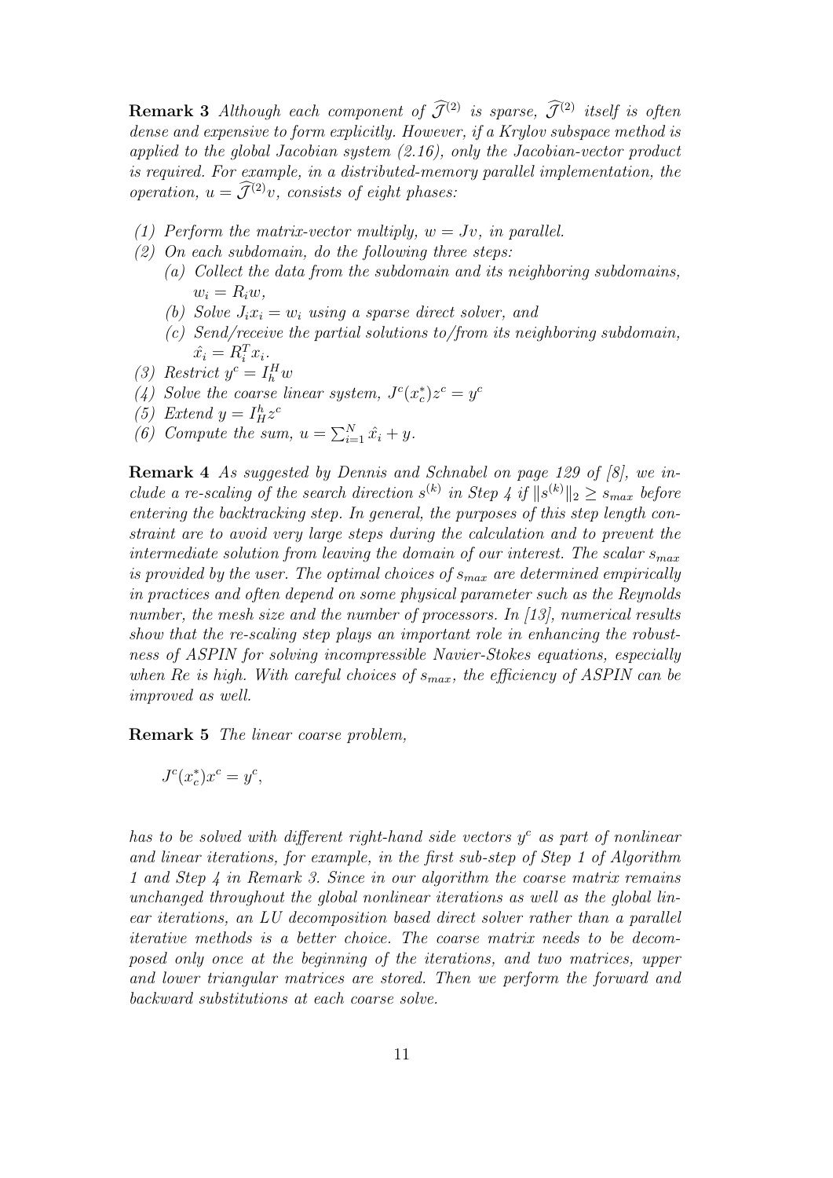**Remark 3** *Although each component of $\widehat{\mathcal{J}}^{(2)}$ is sparse, $\widehat{\mathcal{J}}^{(2)}$ itself is often dense and expensive to form explicitly. However, if a Krylov subspace method is applied to the global Jacobian system (2.16), only the Jacobian-vector product is required. For example, in a distributed-memory parallel implementation, the operation, $u = \widehat{\mathcal{J}}^{(2)}v$, consists of eight phases:*

*(1) Perform the matrix-vector multiply, $w = Jv$, in parallel.*
*(2) On each subdomain, do the following three steps:*
  *(a) Collect the data from the subdomain and its neighboring subdomains, $w_i = R_i w$,*
  *(b) Solve $J_i x_i = w_i$ using a sparse direct solver, and*
  *(c) Send/receive the partial solutions to/from its neighboring subdomain, $\hat{x}_i = R_i^T x_i$.*
*(3) Restrict $y^c = I_h^H w$*
*(4) Solve the coarse linear system, $J^c(x_c^*)z^c = y^c$*
*(5) Extend $y = I_H^h z^c$*
*(6) Compute the sum, $u = \sum_{i=1}^N \hat{x}_i + y$.*

**Remark 4** *As suggested by Dennis and Schnabel on page 129 of [8], we include a re-scaling of the search direction $s^{(k)}$ in Step 4 if $\|s^{(k)}\|_2 \geq s_{max}$ before entering the backtracking step. In general, the purposes of this step length constraint are to avoid very large steps during the calculation and to prevent the intermediate solution from leaving the domain of our interest. The scalar $s_{max}$ is provided by the user. The optimal choices of $s_{max}$ are determined empirically in practices and often depend on some physical parameter such as the Reynolds number, the mesh size and the number of processors. In [13], numerical results show that the re-scaling step plays an important role in enhancing the robustness of ASPIN for solving incompressible Navier-Stokes equations, especially when Re is high. With careful choices of $s_{max}$, the efficiency of ASPIN can be improved as well.*

**Remark 5** *The linear coarse problem,*

$$J^c(x_c^*)x^c = y^c,$$

*has to be solved with different right-hand side vectors $y^c$ as part of nonlinear and linear iterations, for example, in the first sub-step of Step 1 of Algorithm 1 and Step 4 in Remark 3. Since in our algorithm the coarse matrix remains unchanged throughout the global nonlinear iterations as well as the global linear iterations, an LU decomposition based direct solver rather than a parallel iterative methods is a better choice. The coarse matrix needs to be decomposed only once at the beginning of the iterations, and two matrices, upper and lower triangular matrices are stored. Then we perform the forward and backward substitutions at each coarse solve.*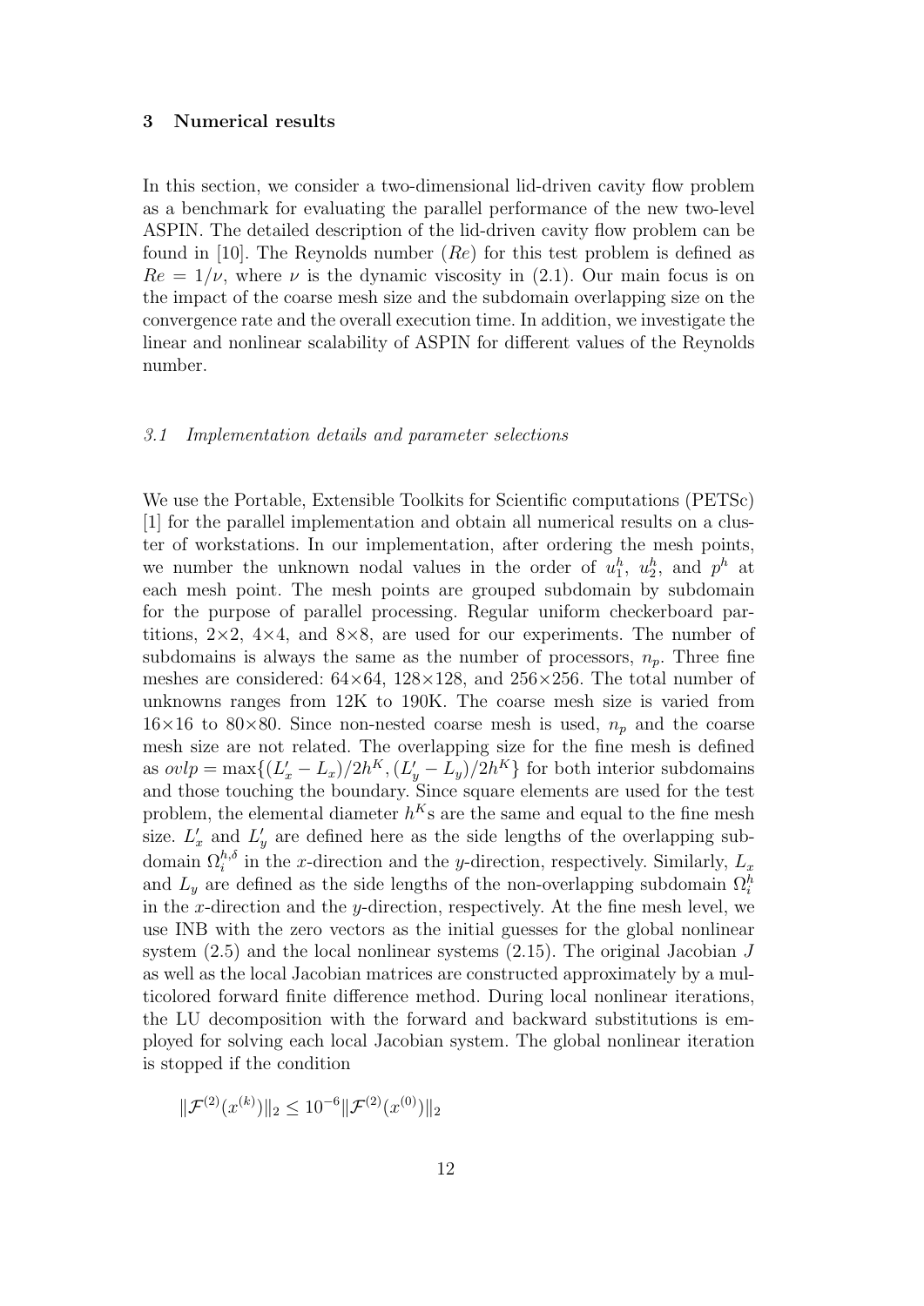## 3 Numerical results

In this section, we consider a two-dimensional lid-driven cavity flow problem as a benchmark for evaluating the parallel performance of the new two-level ASPIN. The detailed description of the lid-driven cavity flow problem can be found in [10]. The Reynolds number ($Re$) for this test problem is defined as $Re = 1/\nu$, where $\nu$ is the dynamic viscosity in (2.1). Our main focus is on the impact of the coarse mesh size and the subdomain overlapping size on the convergence rate and the overall execution time. In addition, we investigate the linear and nonlinear scalability of ASPIN for different values of the Reynolds number.

### *3.1 Implementation details and parameter selections*

We use the Portable, Extensible Toolkits for Scientific computations (PETSc) [1] for the parallel implementation and obtain all numerical results on a cluster of workstations. In our implementation, after ordering the mesh points, we number the unknown nodal values in the order of $u_1^h$, $u_2^h$, and $p^h$ at each mesh point. The mesh points are grouped subdomain by subdomain for the purpose of parallel processing. Regular uniform checkerboard partitions, 2×2, 4×4, and 8×8, are used for our experiments. The number of subdomains is always the same as the number of processors, $n_p$. Three fine meshes are considered: 64×64, 128×128, and 256×256. The total number of unknowns ranges from 12K to 190K. The coarse mesh size is varied from 16×16 to 80×80. Since non-nested coarse mesh is used, $n_p$ and the coarse mesh size are not related. The overlapping size for the fine mesh is defined as $ovlp = \max\{(L'_x - L_x)/2h^K, (L'_y - L_y)/2h^K\}$ for both interior subdomains and those touching the boundary. Since square elements are used for the test problem, the elemental diameter $h^K$s are the same and equal to the fine mesh size. $L'_x$ and $L'_y$ are defined here as the side lengths of the overlapping subdomain $\Omega_i^{h,\delta}$ in the $x$-direction and the $y$-direction, respectively. Similarly, $L_x$ and $L_y$ are defined as the side lengths of the non-overlapping subdomain $\Omega_i^h$ in the $x$-direction and the $y$-direction, respectively. At the fine mesh level, we use INB with the zero vectors as the initial guesses for the global nonlinear system (2.5) and the local nonlinear systems (2.15). The original Jacobian $J$ as well as the local Jacobian matrices are constructed approximately by a multicolored forward finite difference method. During local nonlinear iterations, the LU decomposition with the forward and backward substitutions is employed for solving each local Jacobian system. The global nonlinear iteration is stopped if the condition

$$\|\mathcal{F}^{(2)}(x^{(k)})\|_2 \leq 10^{-6} \|\mathcal{F}^{(2)}(x^{(0)})\|_2$$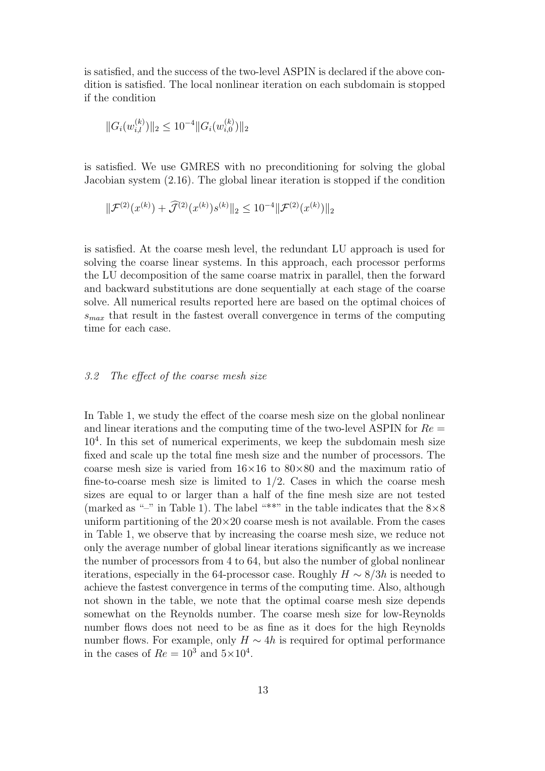is satisfied, and the success of the two-level ASPIN is declared if the above condition is satisfied. The local nonlinear iteration on each subdomain is stopped if the condition

$$\|G_i(w_{i,l}^{(k)})\|_2 \leq 10^{-4}\|G_i(w_{i,0}^{(k)})\|_2$$

is satisfied. We use GMRES with no preconditioning for solving the global Jacobian system (2.16). The global linear iteration is stopped if the condition

$$\|\mathcal{F}^{(2)}(x^{(k)}) + \widehat{\mathcal{J}}^{(2)}(x^{(k)})s^{(k)}\|_2 \leq 10^{-4}\|\mathcal{F}^{(2)}(x^{(k)})\|_2$$

is satisfied. At the coarse mesh level, the redundant LU approach is used for solving the coarse linear systems. In this approach, each processor performs the LU decomposition of the same coarse matrix in parallel, then the forward and backward substitutions are done sequentially at each stage of the coarse solve. All numerical results reported here are based on the optimal choices of $s_{max}$ that result in the fastest overall convergence in terms of the computing time for each case.

### *3.2 The effect of the coarse mesh size*

In Table 1, we study the effect of the coarse mesh size on the global nonlinear and linear iterations and the computing time of the two-level ASPIN for $Re = 10^4$. In this set of numerical experiments, we keep the subdomain mesh size fixed and scale up the total fine mesh size and the number of processors. The coarse mesh size is varied from $16\times16$ to $80\times80$ and the maximum ratio of fine-to-coarse mesh size is limited to $1/2$. Cases in which the coarse mesh sizes are equal to or larger than a half of the fine mesh size are not tested (marked as "–" in Table 1). The label "**" in the table indicates that the $8\times8$ uniform partitioning of the $20\times20$ coarse mesh is not available. From the cases in Table 1, we observe that by increasing the coarse mesh size, we reduce not only the average number of global linear iterations significantly as we increase the number of processors from 4 to 64, but also the number of global nonlinear iterations, especially in the 64-processor case. Roughly $H \sim 8/3h$ is needed to achieve the fastest convergence in terms of the computing time. Also, although not shown in the table, we note that the optimal coarse mesh size depends somewhat on the Reynolds number. The coarse mesh size for low-Reynolds number flows does not need to be as fine as it does for the high Reynolds number flows. For example, only $H \sim 4h$ is required for optimal performance in the cases of $Re = 10^3$ and $5\times10^4$.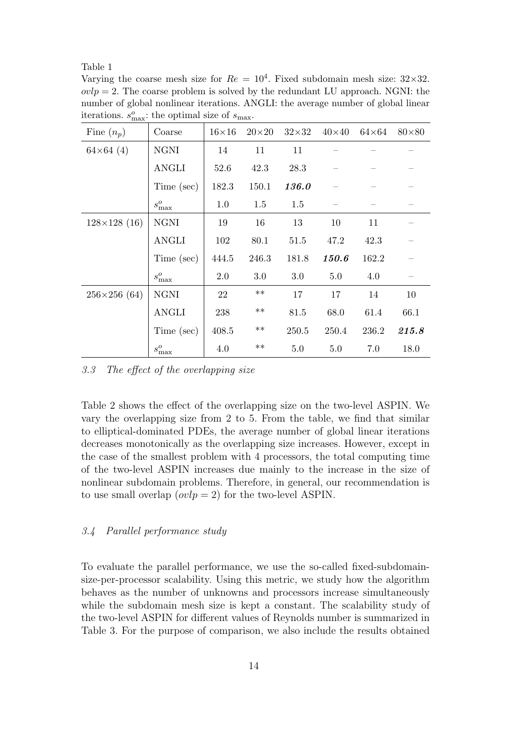Table 1

Varying the coarse mesh size for $Re = 10^4$. Fixed subdomain mesh size: 32×32. $ovlp = 2$. The coarse problem is solved by the redundant LU approach. NGNI: the number of global nonlinear iterations. ANGLI: the average number of global linear iterations. $s^o_{\max}$: the optimal size of $s_{\max}$.

| Fine ($n_p$) | Coarse | 16×16 | 20×20 | 32×32 | 40×40 | 64×64 | 80×80 |
|---|---|---|---|---|---|---|---|
| 64×64 (4) | NGNI | 14 | 11 | 11 | – | – | – |
| | ANGLI | 52.6 | 42.3 | 28.3 | – | – | – |
| | Time (sec) | 182.3 | 150.1 | ***136.0*** | – | – | – |
| | $s^o_{\max}$ | 1.0 | 1.5 | 1.5 | – | – | – |
| 128×128 (16) | NGNI | 19 | 16 | 13 | 10 | 11 | – |
| | ANGLI | 102 | 80.1 | 51.5 | 47.2 | 42.3 | – |
| | Time (sec) | 444.5 | 246.3 | 181.8 | ***150.6*** | 162.2 | – |
| | $s^o_{\max}$ | 2.0 | 3.0 | 3.0 | 5.0 | 4.0 | – |
| 256×256 (64) | NGNI | 22 | ** | 17 | 17 | 14 | 10 |
| | ANGLI | 238 | ** | 81.5 | 68.0 | 61.4 | 66.1 |
| | Time (sec) | 408.5 | ** | 250.5 | 250.4 | 236.2 | ***215.8*** |
| | $s^o_{\max}$ | 4.0 | ** | 5.0 | 5.0 | 7.0 | 18.0 |

### 3.3 *The effect of the overlapping size*

Table 2 shows the effect of the overlapping size on the two-level ASPIN. We vary the overlapping size from 2 to 5. From the table, we find that similar to elliptical-dominated PDEs, the average number of global linear iterations decreases monotonically as the overlapping size increases. However, except in the case of the smallest problem with 4 processors, the total computing time of the two-level ASPIN increases due mainly to the increase in the size of nonlinear subdomain problems. Therefore, in general, our recommendation is to use small overlap ($ovlp = 2$) for the two-level ASPIN.

### 3.4 *Parallel performance study*

To evaluate the parallel performance, we use the so-called fixed-subdomain-size-per-processor scalability. Using this metric, we study how the algorithm behaves as the number of unknowns and processors increase simultaneously while the subdomain mesh size is kept a constant. The scalability study of the two-level ASPIN for different values of Reynolds number is summarized in Table 3. For the purpose of comparison, we also include the results obtained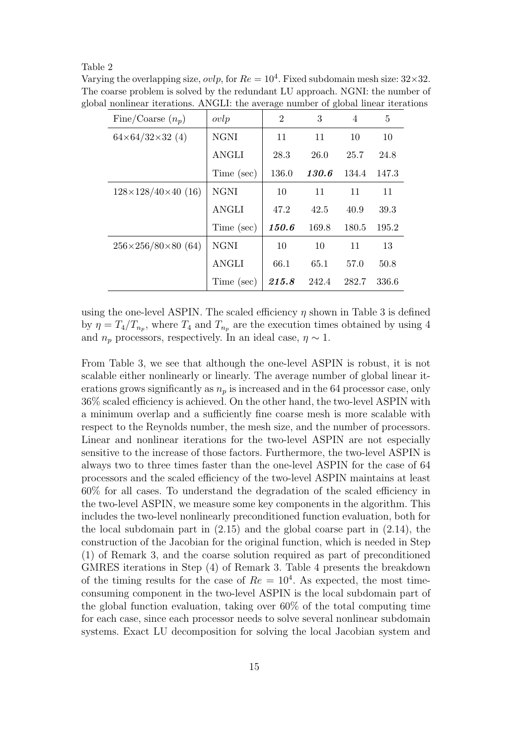Table 2

Varying the overlapping size, *ovlp*, for $Re = 10^4$. Fixed subdomain mesh size: 32×32. The coarse problem is solved by the redundant LU approach. NGNI: the number of global nonlinear iterations. ANGLI: the average number of global linear iterations

| Fine/Coarse ($n_p$) | *ovlp* | 2 | 3 | 4 | 5 |
|---|---|---|---|---|---|
| 64×64/32×32 (4) | NGNI | 11 | 11 | 10 | 10 |
| | ANGLI | 28.3 | 26.0 | 25.7 | 24.8 |
| | Time (sec) | 136.0 | ***130.6*** | 134.4 | 147.3 |
| 128×128/40×40 (16) | NGNI | 10 | 11 | 11 | 11 |
| | ANGLI | 47.2 | 42.5 | 40.9 | 39.3 |
| | Time (sec) | ***150.6*** | 169.8 | 180.5 | 195.2 |
| 256×256/80×80 (64) | NGNI | 10 | 10 | 11 | 13 |
| | ANGLI | 66.1 | 65.1 | 57.0 | 50.8 |
| | Time (sec) | ***215.8*** | 242.4 | 282.7 | 336.6 |

using the one-level ASPIN. The scaled efficiency $\eta$ shown in Table 3 is defined by $\eta = T_4/T_{n_p}$, where $T_4$ and $T_{n_p}$ are the execution times obtained by using 4 and $n_p$ processors, respectively. In an ideal case, $\eta \sim 1$.

From Table 3, we see that although the one-level ASPIN is robust, it is not scalable either nonlinearly or linearly. The average number of global linear iterations grows significantly as $n_p$ is increased and in the 64 processor case, only 36% scaled efficiency is achieved. On the other hand, the two-level ASPIN with a minimum overlap and a sufficiently fine coarse mesh is more scalable with respect to the Reynolds number, the mesh size, and the number of processors. Linear and nonlinear iterations for the two-level ASPIN are not especially sensitive to the increase of those factors. Furthermore, the two-level ASPIN is always two to three times faster than the one-level ASPIN for the case of 64 processors and the scaled efficiency of the two-level ASPIN maintains at least 60% for all cases. To understand the degradation of the scaled efficiency in the two-level ASPIN, we measure some key components in the algorithm. This includes the two-level nonlinearly preconditioned function evaluation, both for the local subdomain part in (2.15) and the global coarse part in (2.14), the construction of the Jacobian for the original function, which is needed in Step (1) of Remark 3, and the coarse solution required as part of preconditioned GMRES iterations in Step (4) of Remark 3. Table 4 presents the breakdown of the timing results for the case of $Re = 10^4$. As expected, the most time-consuming component in the two-level ASPIN is the local subdomain part of the global function evaluation, taking over 60% of the total computing time for each case, since each processor needs to solve several nonlinear subdomain systems. Exact LU decomposition for solving the local Jacobian system and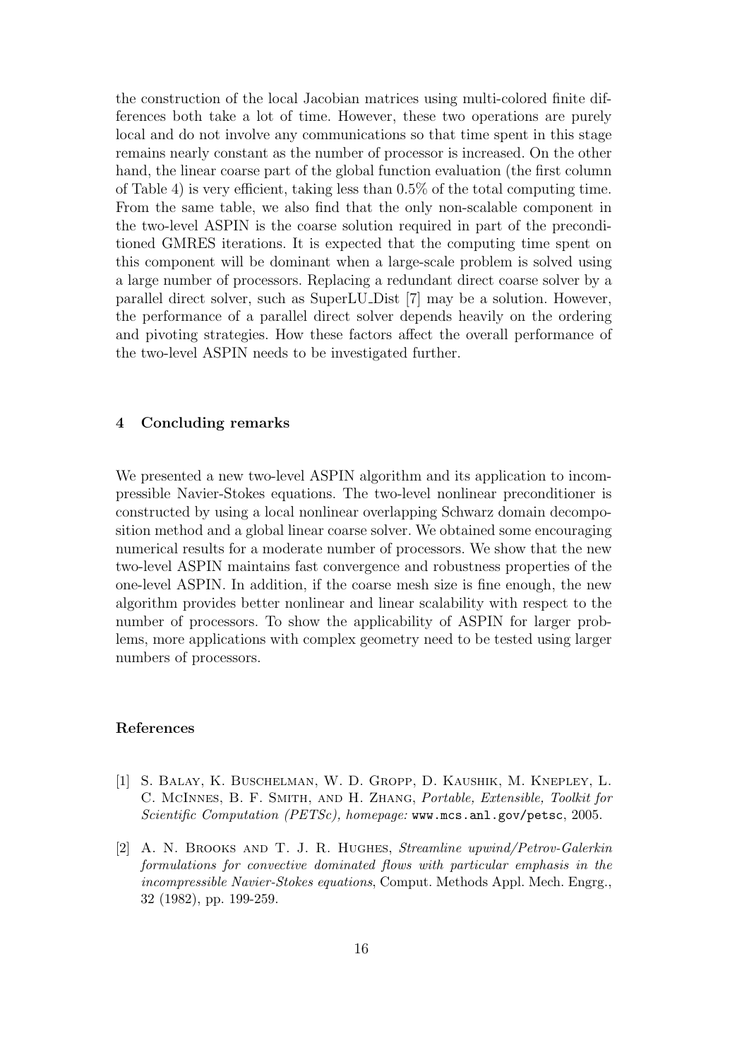the construction of the local Jacobian matrices using multi-colored finite differences both take a lot of time. However, these two operations are purely local and do not involve any communications so that time spent in this stage remains nearly constant as the number of processor is increased. On the other hand, the linear coarse part of the global function evaluation (the first column of Table 4) is very efficient, taking less than 0.5% of the total computing time. From the same table, we also find that the only non-scalable component in the two-level ASPIN is the coarse solution required in part of the preconditioned GMRES iterations. It is expected that the computing time spent on this component will be dominant when a large-scale problem is solved using a large number of processors. Replacing a redundant direct coarse solver by a parallel direct solver, such as SuperLU_Dist [7] may be a solution. However, the performance of a parallel direct solver depends heavily on the ordering and pivoting strategies. How these factors affect the overall performance of the two-level ASPIN needs to be investigated further.

## 4 Concluding remarks

We presented a new two-level ASPIN algorithm and its application to incompressible Navier-Stokes equations. The two-level nonlinear preconditioner is constructed by using a local nonlinear overlapping Schwarz domain decomposition method and a global linear coarse solver. We obtained some encouraging numerical results for a moderate number of processors. We show that the new two-level ASPIN maintains fast convergence and robustness properties of the one-level ASPIN. In addition, if the coarse mesh size is fine enough, the new algorithm provides better nonlinear and linear scalability with respect to the number of processors. To show the applicability of ASPIN for larger problems, more applications with complex geometry need to be tested using larger numbers of processors.

## References

[1] S. Balay, K. Buschelman, W. D. Gropp, D. Kaushik, M. Knepley, L. C. McInnes, B. F. Smith, and H. Zhang, *Portable, Extensible, Toolkit for Scientific Computation (PETSc), homepage:* www.mcs.anl.gov/petsc, 2005.

[2] A. N. Brooks and T. J. R. Hughes, *Streamline upwind/Petrov-Galerkin formulations for convective dominated flows with particular emphasis in the incompressible Navier-Stokes equations*, Comput. Methods Appl. Mech. Engrg., 32 (1982), pp. 199-259.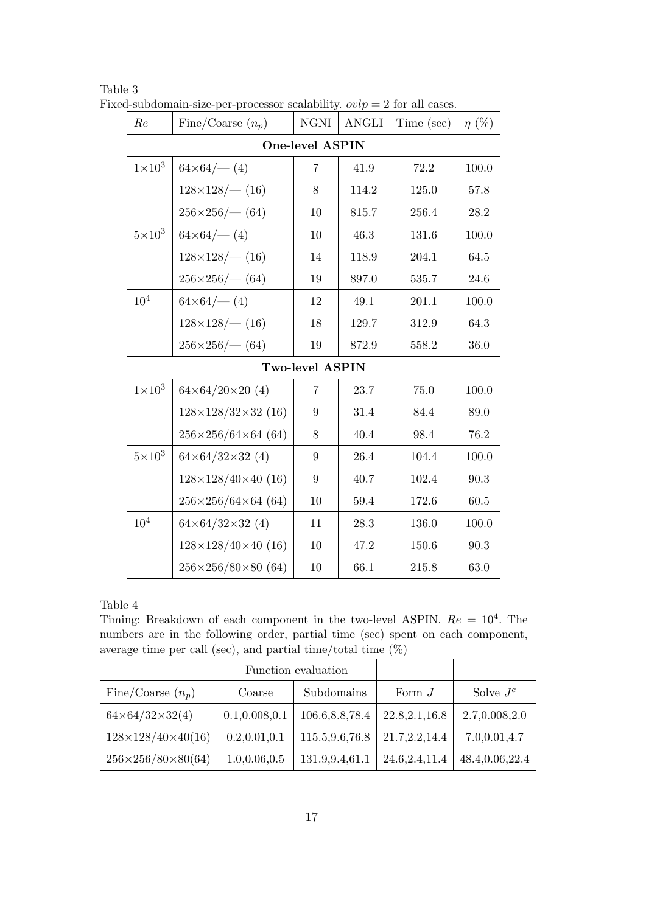Table 3

Fixed-subdomain-size-per-processor scalability. $ovlp = 2$ for all cases.

| $Re$ | Fine/Coarse ($n_p$) | NGNI | ANGLI | Time (sec) | $\eta$ (%) |
|---|---|---|---|---|---|
| **One-level ASPIN** | | | | | |
| $1\times10^3$ | $64\times64$/— (4) | 7 | 41.9 | 72.2 | 100.0 |
| | $128\times128$/— (16) | 8 | 114.2 | 125.0 | 57.8 |
| | $256\times256$/— (64) | 10 | 815.7 | 256.4 | 28.2 |
| $5\times10^3$ | $64\times64$/— (4) | 10 | 46.3 | 131.6 | 100.0 |
| | $128\times128$/— (16) | 14 | 118.9 | 204.1 | 64.5 |
| | $256\times256$/— (64) | 19 | 897.0 | 535.7 | 24.6 |
| $10^4$ | $64\times64$/— (4) | 12 | 49.1 | 201.1 | 100.0 |
| | $128\times128$/— (16) | 18 | 129.7 | 312.9 | 64.3 |
| | $256\times256$/— (64) | 19 | 872.9 | 558.2 | 36.0 |
| **Two-level ASPIN** | | | | | |
| $1\times10^3$ | $64\times64/20\times20$ (4) | 7 | 23.7 | 75.0 | 100.0 |
| | $128\times128/32\times32$ (16) | 9 | 31.4 | 84.4 | 89.0 |
| | $256\times256/64\times64$ (64) | 8 | 40.4 | 98.4 | 76.2 |
| $5\times10^3$ | $64\times64/32\times32$ (4) | 9 | 26.4 | 104.4 | 100.0 |
| | $128\times128/40\times40$ (16) | 9 | 40.7 | 102.4 | 90.3 |
| | $256\times256/64\times64$ (64) | 10 | 59.4 | 172.6 | 60.5 |
| $10^4$ | $64\times64/32\times32$ (4) | 11 | 28.3 | 136.0 | 100.0 |
| | $128\times128/40\times40$ (16) | 10 | 47.2 | 150.6 | 90.3 |
| | $256\times256/80\times80$ (64) | 10 | 66.1 | 215.8 | 63.0 |

Table 4

Timing: Breakdown of each component in the two-level ASPIN. $Re = 10^4$. The numbers are in the following order, partial time (sec) spent on each component, average time per call (sec), and partial time/total time (%)

| | Function evaluation | | | |
|---|---|---|---|---|
| Fine/Coarse ($n_p$) | Coarse | Subdomains | Form $J$ | Solve $J^c$ |
| $64\times64/32\times32$(4) | 0.1,0.008,0.1 | 106.6,8.8,78.4 | 22.8,2.1,16.8 | 2.7,0.008,2.0 |
| $128\times128/40\times40$(16) | 0.2,0.01,0.1 | 115.5,9.6,76.8 | 21.7,2.2,14.4 | 7.0,0.01,4.7 |
| $256\times256/80\times80$(64) | 1.0,0.06,0.5 | 131.9,9.4,61.1 | 24.6,2.4,11.4 | 48.4,0.06,22.4 |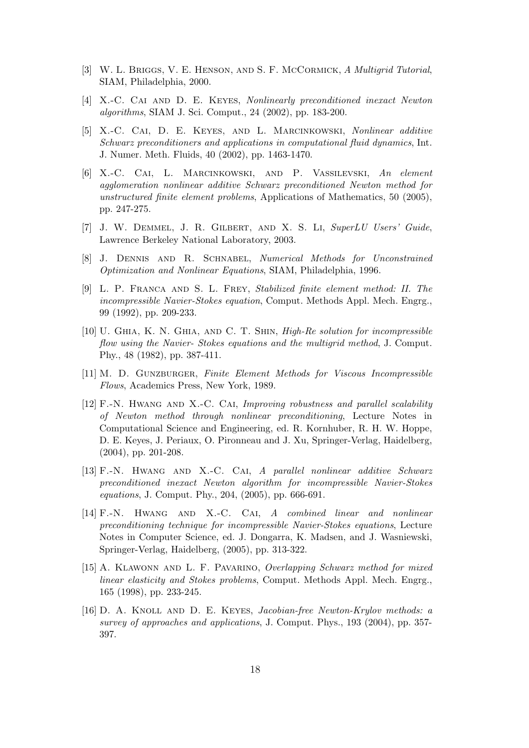[3] W. L. Briggs, V. E. Henson, and S. F. McCormick, *A Multigrid Tutorial*, SIAM, Philadelphia, 2000.

[4] X.-C. Cai and D. E. Keyes, *Nonlinearly preconditioned inexact Newton algorithms*, SIAM J. Sci. Comput., 24 (2002), pp. 183-200.

[5] X.-C. Cai, D. E. Keyes, and L. Marcinkowski, *Nonlinear additive Schwarz preconditioners and applications in computational fluid dynamics*, Int. J. Numer. Meth. Fluids, 40 (2002), pp. 1463-1470.

[6] X.-C. Cai, L. Marcinkowski, and P. Vassilevski, *An element agglomeration nonlinear additive Schwarz preconditioned Newton method for unstructured finite element problems*, Applications of Mathematics, 50 (2005), pp. 247-275.

[7] J. W. Demmel, J. R. Gilbert, and X. S. Li, *SuperLU Users' Guide*, Lawrence Berkeley National Laboratory, 2003.

[8] J. Dennis and R. Schnabel, *Numerical Methods for Unconstrained Optimization and Nonlinear Equations*, SIAM, Philadelphia, 1996.

[9] L. P. Franca and S. L. Frey, *Stabilized finite element method: II. The incompressible Navier-Stokes equation*, Comput. Methods Appl. Mech. Engrg., 99 (1992), pp. 209-233.

[10] U. Ghia, K. N. Ghia, and C. T. Shin, *High-Re solution for incompressible flow using the Navier- Stokes equations and the multigrid method*, J. Comput. Phy., 48 (1982), pp. 387-411.

[11] M. D. Gunzburger, *Finite Element Methods for Viscous Incompressible Flows*, Academics Press, New York, 1989.

[12] F.-N. Hwang and X.-C. Cai, *Improving robustness and parallel scalability of Newton method through nonlinear preconditioning*, Lecture Notes in Computational Science and Engineering, ed. R. Kornhuber, R. H. W. Hoppe, D. E. Keyes, J. Periaux, O. Pironneau and J. Xu, Springer-Verlag, Haidelberg, (2004), pp. 201-208.

[13] F.-N. Hwang and X.-C. Cai, *A parallel nonlinear additive Schwarz preconditioned inexact Newton algorithm for incompressible Navier-Stokes equations*, J. Comput. Phy., 204, (2005), pp. 666-691.

[14] F.-N. Hwang and X.-C. Cai, *A combined linear and nonlinear preconditioning technique for incompressible Navier-Stokes equations*, Lecture Notes in Computer Science, ed. J. Dongarra, K. Madsen, and J. Wasniewski, Springer-Verlag, Haidelberg, (2005), pp. 313-322.

[15] A. Klawonn and L. F. Pavarino, *Overlapping Schwarz method for mixed linear elasticity and Stokes problems*, Comput. Methods Appl. Mech. Engrg., 165 (1998), pp. 233-245.

[16] D. A. Knoll and D. E. Keyes, *Jacobian-free Newton-Krylov methods: a survey of approaches and applications*, J. Comput. Phys., 193 (2004), pp. 357-397.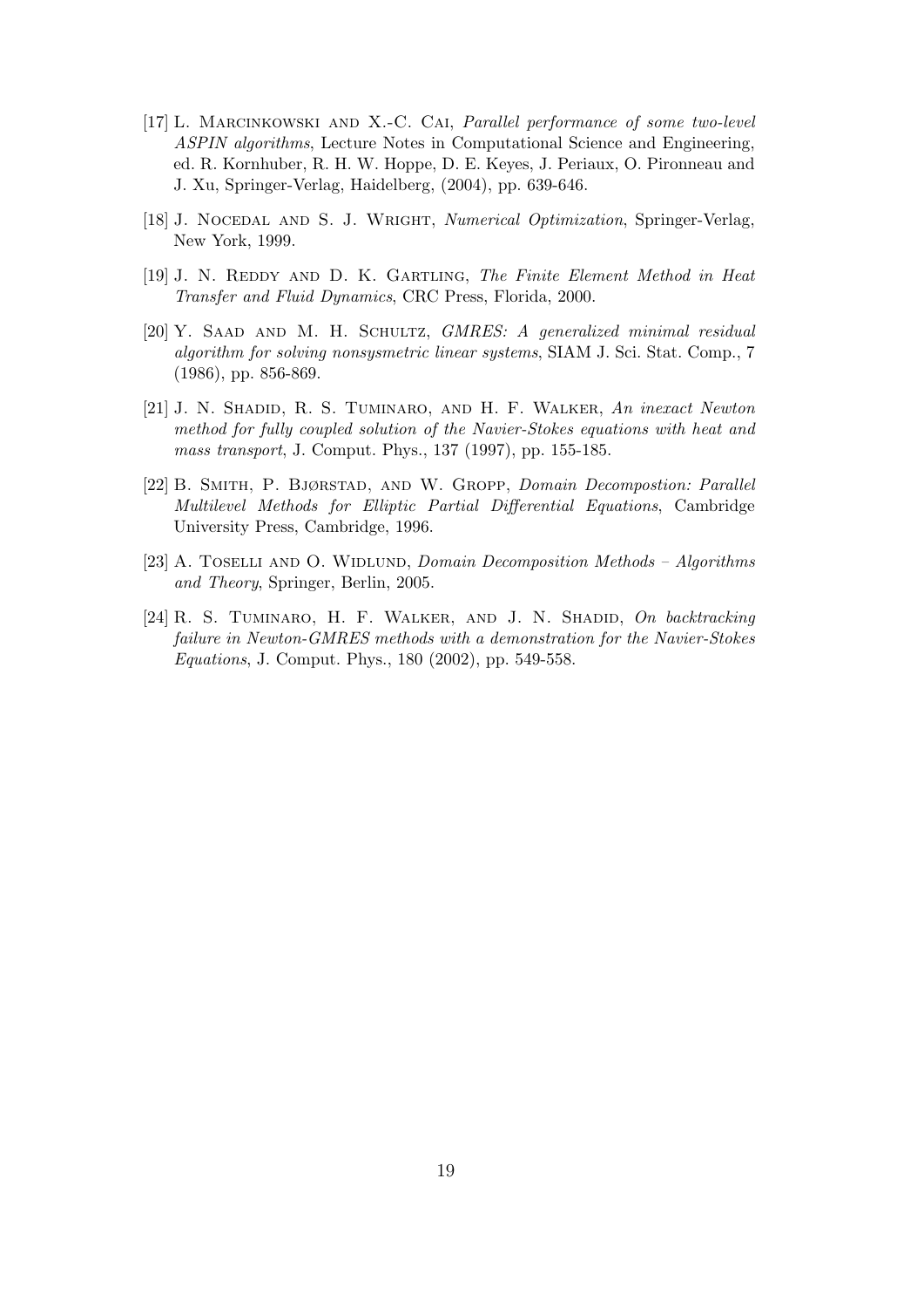[17] L. Marcinkowski and X.-C. Cai, *Parallel performance of some two-level ASPIN algorithms*, Lecture Notes in Computational Science and Engineering, ed. R. Kornhuber, R. H. W. Hoppe, D. E. Keyes, J. Periaux, O. Pironneau and J. Xu, Springer-Verlag, Haidelberg, (2004), pp. 639-646.

[18] J. Nocedal and S. J. Wright, *Numerical Optimization*, Springer-Verlag, New York, 1999.

[19] J. N. Reddy and D. K. Gartling, *The Finite Element Method in Heat Transfer and Fluid Dynamics*, CRC Press, Florida, 2000.

[20] Y. Saad and M. H. Schultz, *GMRES: A generalized minimal residual algorithm for solving nonsysmetric linear systems*, SIAM J. Sci. Stat. Comp., 7 (1986), pp. 856-869.

[21] J. N. Shadid, R. S. Tuminaro, and H. F. Walker, *An inexact Newton method for fully coupled solution of the Navier-Stokes equations with heat and mass transport*, J. Comput. Phys., 137 (1997), pp. 155-185.

[22] B. Smith, P. Bjørstad, and W. Gropp, *Domain Decompostion: Parallel Multilevel Methods for Elliptic Partial Differential Equations*, Cambridge University Press, Cambridge, 1996.

[23] A. Toselli and O. Widlund, *Domain Decomposition Methods – Algorithms and Theory*, Springer, Berlin, 2005.

[24] R. S. Tuminaro, H. F. Walker, and J. N. Shadid, *On backtracking failure in Newton-GMRES methods with a demonstration for the Navier-Stokes Equations*, J. Comput. Phys., 180 (2002), pp. 549-558.